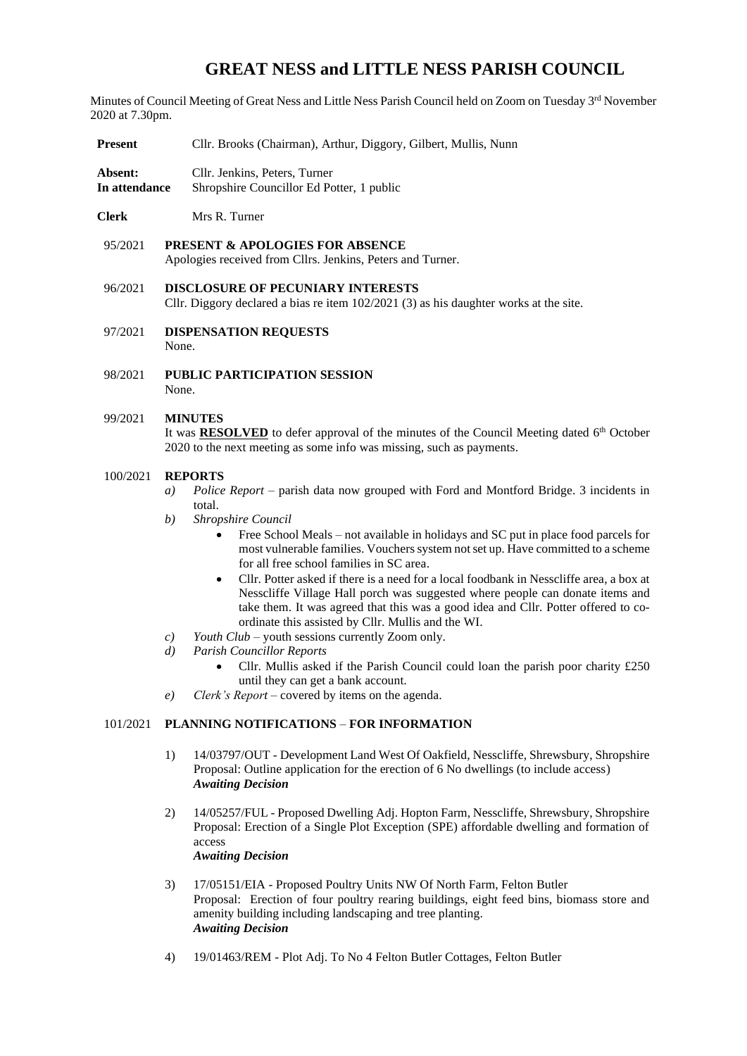# GREAT NESS and LITTLE NESS PARISH COUNCIL

Minutes of Council Meeting of Great Ness and Little Ness Parish Council held on Zoom on Tuesday 3rd November 2020 at 7.30pm.

**Present** Cllr. Brooks (Chairman), Arthur, Diggory, Gilbert, Mullis, Nunn

**Absent:** Cllr. Jenkins, Peters, Turner
**In attendance** Shropshire Councillor Ed Potter, 1 public

**Clerk** Mrs R. Turner

95/2021 **PRESENT & APOLOGIES FOR ABSENCE**
Apologies received from Cllrs. Jenkins, Peters and Turner.

96/2021 **DISCLOSURE OF PECUNIARY INTERESTS**
Cllr. Diggory declared a bias re item 102/2021 (3) as his daughter works at the site.

97/2021 **DISPENSATION REQUESTS**
None.

98/2021 **PUBLIC PARTICIPATION SESSION**
None.

99/2021 **MINUTES**
It was **RESOLVED** to defer approval of the minutes of the Council Meeting dated 6th October 2020 to the next meeting as some info was missing, such as payments.

100/2021 **REPORTS**

*a)* *Police Report* – parish data now grouped with Ford and Montford Bridge. 3 incidents in total.

*b)* *Shropshire Council*
- Free School Meals – not available in holidays and SC put in place food parcels for most vulnerable families. Vouchers system not set up. Have committed to a scheme for all free school families in SC area.
- Cllr. Potter asked if there is a need for a local foodbank in Nesscliffe area, a box at Nesscliffe Village Hall porch was suggested where people can donate items and take them. It was agreed that this was a good idea and Cllr. Potter offered to co-ordinate this assisted by Cllr. Mullis and the WI.

*c)* *Youth Club* – youth sessions currently Zoom only.

*d)* *Parish Councillor Reports*
- Cllr. Mullis asked if the Parish Council could loan the parish poor charity £250 until they can get a bank account.

*e)* *Clerk's Report* – covered by items on the agenda.

101/2021 **PLANNING NOTIFICATIONS** – **FOR INFORMATION**

1) 14/03797/OUT - Development Land West Of Oakfield, Nesscliffe, Shrewsbury, Shropshire
Proposal: Outline application for the erection of 6 No dwellings (to include access)
***Awaiting Decision***

2) 14/05257/FUL - Proposed Dwelling Adj. Hopton Farm, Nesscliffe, Shrewsbury, Shropshire
Proposal: Erection of a Single Plot Exception (SPE) affordable dwelling and formation of access
***Awaiting Decision***

3) 17/05151/EIA - Proposed Poultry Units NW Of North Farm, Felton Butler
Proposal: Erection of four poultry rearing buildings, eight feed bins, biomass store and amenity building including landscaping and tree planting.
***Awaiting Decision***

4) 19/01463/REM - Plot Adj. To No 4 Felton Butler Cottages, Felton Butler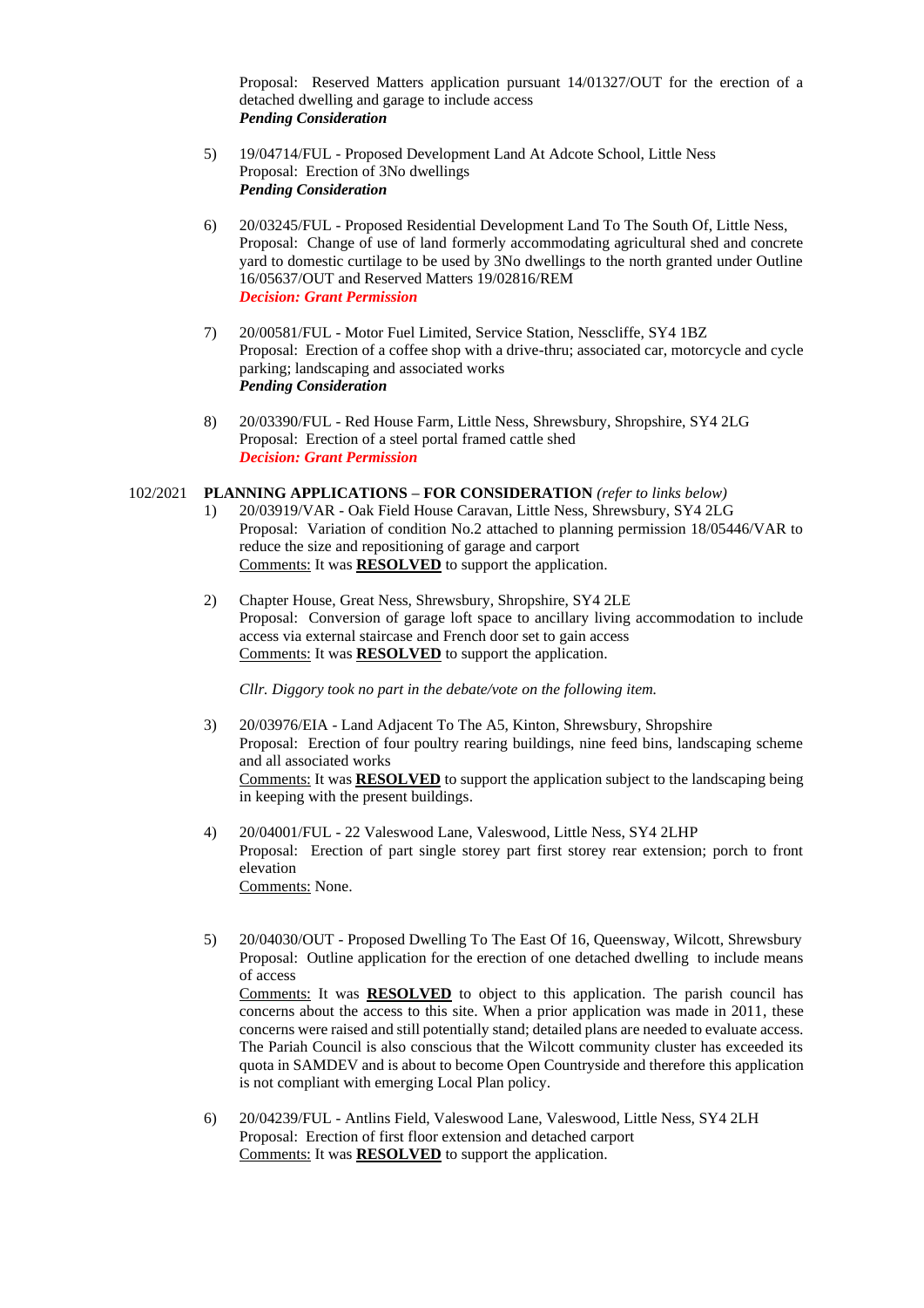Proposal: Reserved Matters application pursuant 14/01327/OUT for the erection of a detached dwelling and garage to include access
***Pending Consideration***

5) 19/04714/FUL - Proposed Development Land At Adcote School, Little Ness
Proposal: Erection of 3No dwellings
***Pending Consideration***

6) 20/03245/FUL - Proposed Residential Development Land To The South Of, Little Ness,
Proposal: Change of use of land formerly accommodating agricultural shed and concrete yard to domestic curtilage to be used by 3No dwellings to the north granted under Outline 16/05637/OUT and Reserved Matters 19/02816/REM
***Decision: Grant Permission***

7) 20/00581/FUL - Motor Fuel Limited, Service Station, Nesscliffe, SY4 1BZ
Proposal: Erection of a coffee shop with a drive-thru; associated car, motorcycle and cycle parking; landscaping and associated works
***Pending Consideration***

8) 20/03390/FUL - Red House Farm, Little Ness, Shrewsbury, Shropshire, SY4 2LG
Proposal: Erection of a steel portal framed cattle shed
***Decision: Grant Permission***

102/2021 **PLANNING APPLICATIONS – FOR CONSIDERATION** *(refer to links below)*

1) 20/03919/VAR - Oak Field House Caravan, Little Ness, Shrewsbury, SY4 2LG
Proposal: Variation of condition No.2 attached to planning permission 18/05446/VAR to reduce the size and repositioning of garage and carport
Comments: It was **RESOLVED** to support the application.

2) Chapter House, Great Ness, Shrewsbury, Shropshire, SY4 2LE
Proposal: Conversion of garage loft space to ancillary living accommodation to include access via external staircase and French door set to gain access
Comments: It was **RESOLVED** to support the application.

*Cllr. Diggory took no part in the debate/vote on the following item.*

3) 20/03976/EIA - Land Adjacent To The A5, Kinton, Shrewsbury, Shropshire
Proposal: Erection of four poultry rearing buildings, nine feed bins, landscaping scheme and all associated works
Comments: It was **RESOLVED** to support the application subject to the landscaping being in keeping with the present buildings.

4) 20/04001/FUL - 22 Valeswood Lane, Valeswood, Little Ness, SY4 2LHP
Proposal: Erection of part single storey part first storey rear extension; porch to front elevation
Comments: None.

5) 20/04030/OUT - Proposed Dwelling To The East Of 16, Queensway, Wilcott, Shrewsbury
Proposal: Outline application for the erection of one detached dwelling to include means of access
Comments: It was **RESOLVED** to object to this application. The parish council has concerns about the access to this site. When a prior application was made in 2011, these concerns were raised and still potentially stand; detailed plans are needed to evaluate access. The Pariah Council is also conscious that the Wilcott community cluster has exceeded its quota in SAMDEV and is about to become Open Countryside and therefore this application is not compliant with emerging Local Plan policy.

6) 20/04239/FUL - Antlins Field, Valeswood Lane, Valeswood, Little Ness, SY4 2LH
Proposal: Erection of first floor extension and detached carport
Comments: It was **RESOLVED** to support the application.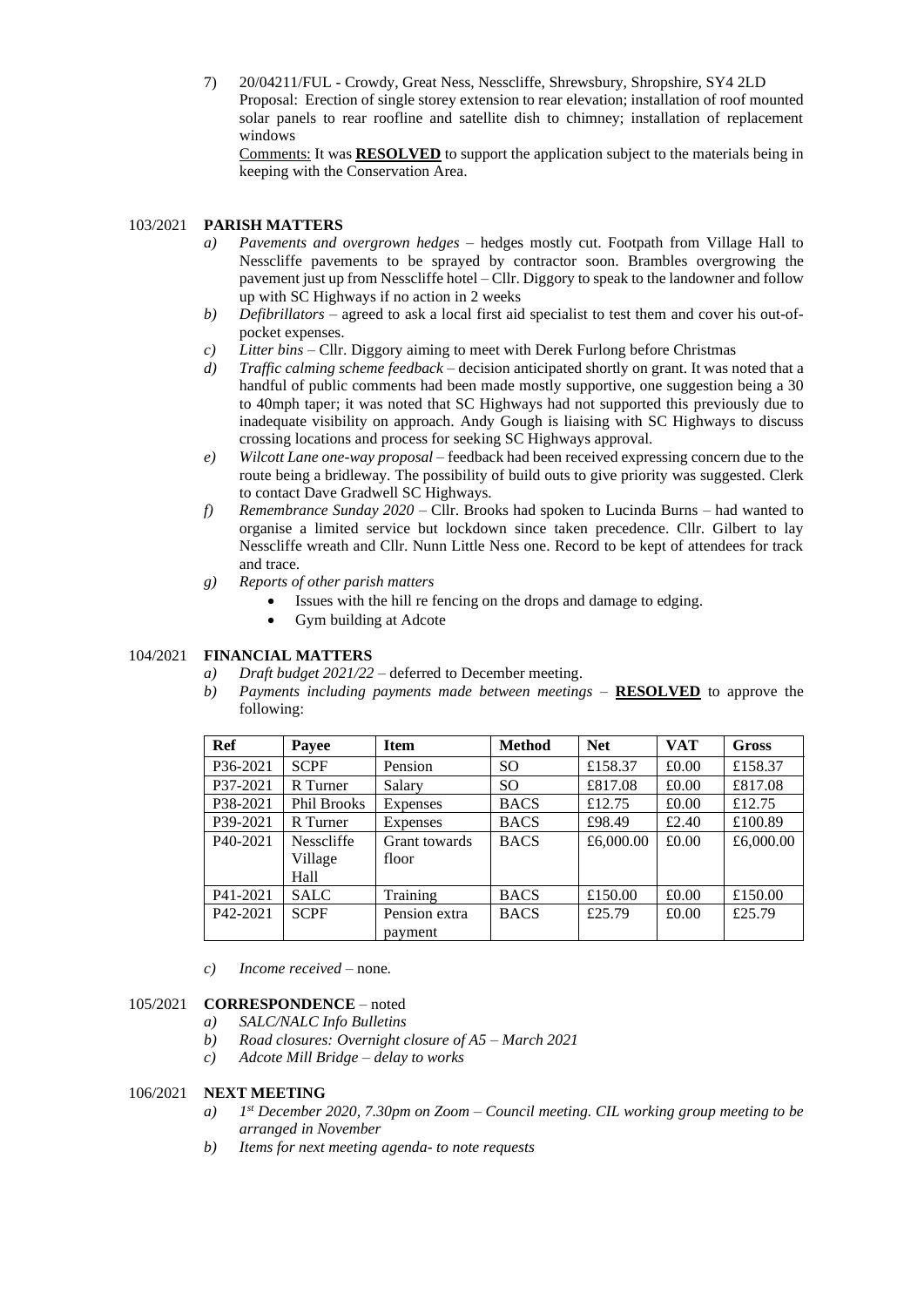7) 20/04211/FUL - Crowdy, Great Ness, Nesscliffe, Shrewsbury, Shropshire, SY4 2LD
Proposal: Erection of single storey extension to rear elevation; installation of roof mounted solar panels to rear roofline and satellite dish to chimney; installation of replacement windows
Comments: It was **RESOLVED** to support the application subject to the materials being in keeping with the Conservation Area.

## 103/2021 PARISH MATTERS

a) *Pavements and overgrown hedges* – hedges mostly cut. Footpath from Village Hall to Nesscliffe pavements to be sprayed by contractor soon. Brambles overgrowing the pavement just up from Nesscliffe hotel – Cllr. Diggory to speak to the landowner and follow up with SC Highways if no action in 2 weeks
b) *Defibrillators* – agreed to ask a local first aid specialist to test them and cover his out-of-pocket expenses.
c) *Litter bins* – Cllr. Diggory aiming to meet with Derek Furlong before Christmas
d) *Traffic calming scheme feedback* – decision anticipated shortly on grant. It was noted that a handful of public comments had been made mostly supportive, one suggestion being a 30 to 40mph taper; it was noted that SC Highways had not supported this previously due to inadequate visibility on approach. Andy Gough is liaising with SC Highways to discuss crossing locations and process for seeking SC Highways approval.
e) *Wilcott Lane one-way proposal* – feedback had been received expressing concern due to the route being a bridleway. The possibility of build outs to give priority was suggested. Clerk to contact Dave Gradwell SC Highways.
f) *Remembrance Sunday 2020* – Cllr. Brooks had spoken to Lucinda Burns – had wanted to organise a limited service but lockdown since taken precedence. Cllr. Gilbert to lay Nesscliffe wreath and Cllr. Nunn Little Ness one. Record to be kept of attendees for track and trace.
g) *Reports of other parish matters*
   - Issues with the hill re fencing on the drops and damage to edging.
   - Gym building at Adcote

## 104/2021 FINANCIAL MATTERS

a) *Draft budget 2021/22* – deferred to December meeting.
b) *Payments including payments made between meetings* – **RESOLVED** to approve the following:

| Ref | Payee | Item | Method | Net | VAT | Gross |
|---|---|---|---|---|---|---|
| P36-2021 | SCPF | Pension | SO | £158.37 | £0.00 | £158.37 |
| P37-2021 | R Turner | Salary | SO | £817.08 | £0.00 | £817.08 |
| P38-2021 | Phil Brooks | Expenses | BACS | £12.75 | £0.00 | £12.75 |
| P39-2021 | R Turner | Expenses | BACS | £98.49 | £2.40 | £100.89 |
| P40-2021 | Nesscliffe Village Hall | Grant towards floor | BACS | £6,000.00 | £0.00 | £6,000.00 |
| P41-2021 | SALC | Training | BACS | £150.00 | £0.00 | £150.00 |
| P42-2021 | SCPF | Pension extra payment | BACS | £25.79 | £0.00 | £25.79 |

c) *Income received* – none.

## 105/2021 CORRESPONDENCE – noted

a) *SALC/NALC Info Bulletins*
b) *Road closures: Overnight closure of A5 – March 2021*
c) *Adcote Mill Bridge – delay to works*

## 106/2021 NEXT MEETING

a) *1st December 2020, 7.30pm on Zoom – Council meeting. CIL working group meeting to be arranged in November*
b) *Items for next meeting agenda- to note requests*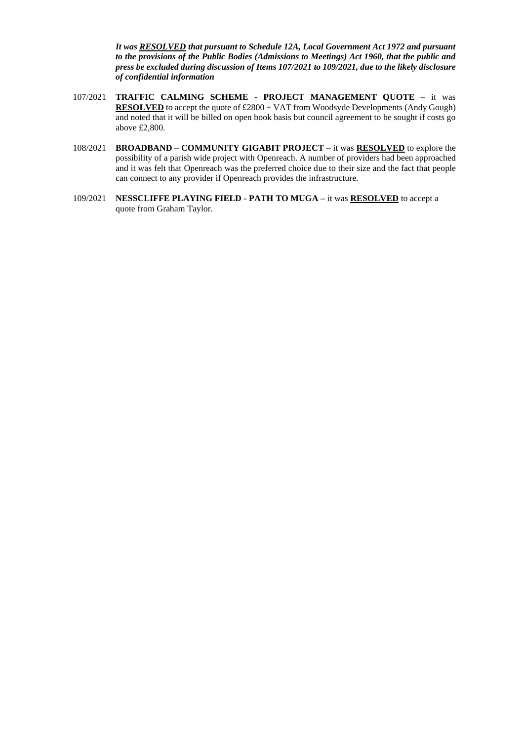***It was RESOLVED that pursuant to Schedule 12A, Local Government Act 1972 and pursuant to the provisions of the Public Bodies (Admissions to Meetings) Act 1960, that the public and press be excluded during discussion of Items 107/2021 to 109/2021, due to the likely disclosure of confidential information***

107/2021 **TRAFFIC CALMING SCHEME - PROJECT MANAGEMENT QUOTE –** it was **RESOLVED** to accept the quote of £2800 + VAT from Woodsyde Developments (Andy Gough) and noted that it will be billed on open book basis but council agreement to be sought if costs go above £2,800.

108/2021 **BROADBAND – COMMUNITY GIGABIT PROJECT** – it was **RESOLVED** to explore the possibility of a parish wide project with Openreach. A number of providers had been approached and it was felt that Openreach was the preferred choice due to their size and the fact that people can connect to any provider if Openreach provides the infrastructure.

109/2021 **NESSCLIFFE PLAYING FIELD - PATH TO MUGA –** it was **RESOLVED** to accept a quote from Graham Taylor.